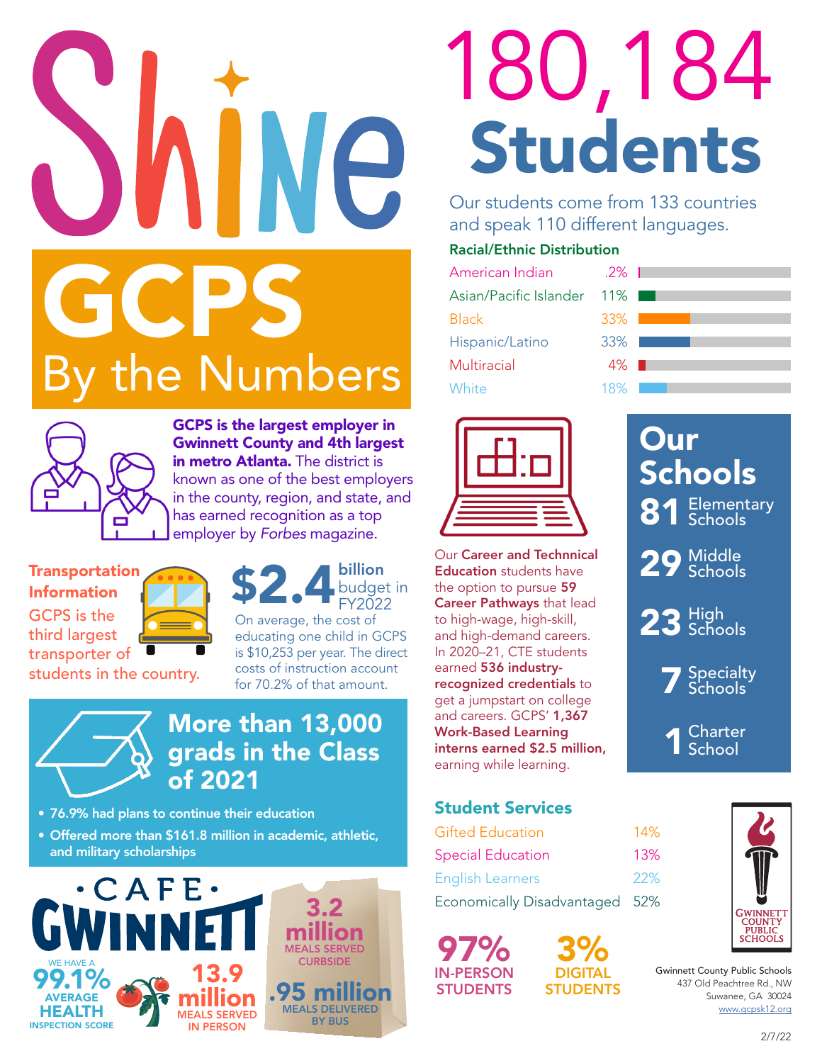# Shine

# GCPS By the Numbers

**GCPS is the largest employer in Gwinnett County and 4th largest in metro Atlanta.** The district is known as one of the best employers in the county, region, and state, and has earned recognition as a top employer by *Forbes* magazine.

**Transportation Information**

GCPS is the third largest transporter of students in the country.

**$2.4 billion** budget in FY2022

On average, the cost of educating one child in GCPS is $10,253 per year. The direct costs of instruction account for 70.2% of that amount.

## More than 13,000 grads in the Class of 2021

- 76.9% had plans to continue their education
- Offered more than $161.8 million in academic, athletic, and military scholarships

## CAFE GWINNETT

WE HAVE A **99.1%** AVERAGE HEALTH INSPECTION SCORE

**13.9 million** MEALS SERVED IN PERSON

**3.2 million** MEALS SERVED CURBSIDE

**.95 million** MEALS DELIVERED BY BUS

# 180,184 Students

Our students come from 133 countries and speak 110 different languages.

**Racial/Ethnic Distribution**

American Indian .2%

Asian/Pacific Islander 11%

Black 33%

Hispanic/Latino 33%

Multiracial 4%

White 18%

Our **Career and Technnical Education** students have the option to pursue **59 Career Pathways** that lead to high-wage, high-skill, and high-demand careers. In 2020–21, CTE students earned **536 industry-recognized credentials** to get a jumpstart on college and careers. GCPS' **1,367 Work-Based Learning interns earned $2.5 million,** earning while learning.

## Our Schools

**81** Elementary Schools

**29** Middle Schools

**23** High Schools

**7** Specialty Schools

**1** Charter School

## Student Services

| | |
|---|---|
| Gifted Education | 14% |
| Special Education | 13% |
| English Learners | 22% |
| Economically Disadvantaged | 52% |

**97%** IN-PERSON STUDENTS

**3%** DIGITAL STUDENTS

GWINNETT COUNTY PUBLIC SCHOOLS

Gwinnett County Public Schools
437 Old Peachtree Rd., NW
Suwanee, GA 30024
www.gcpsk12.org

2/7/22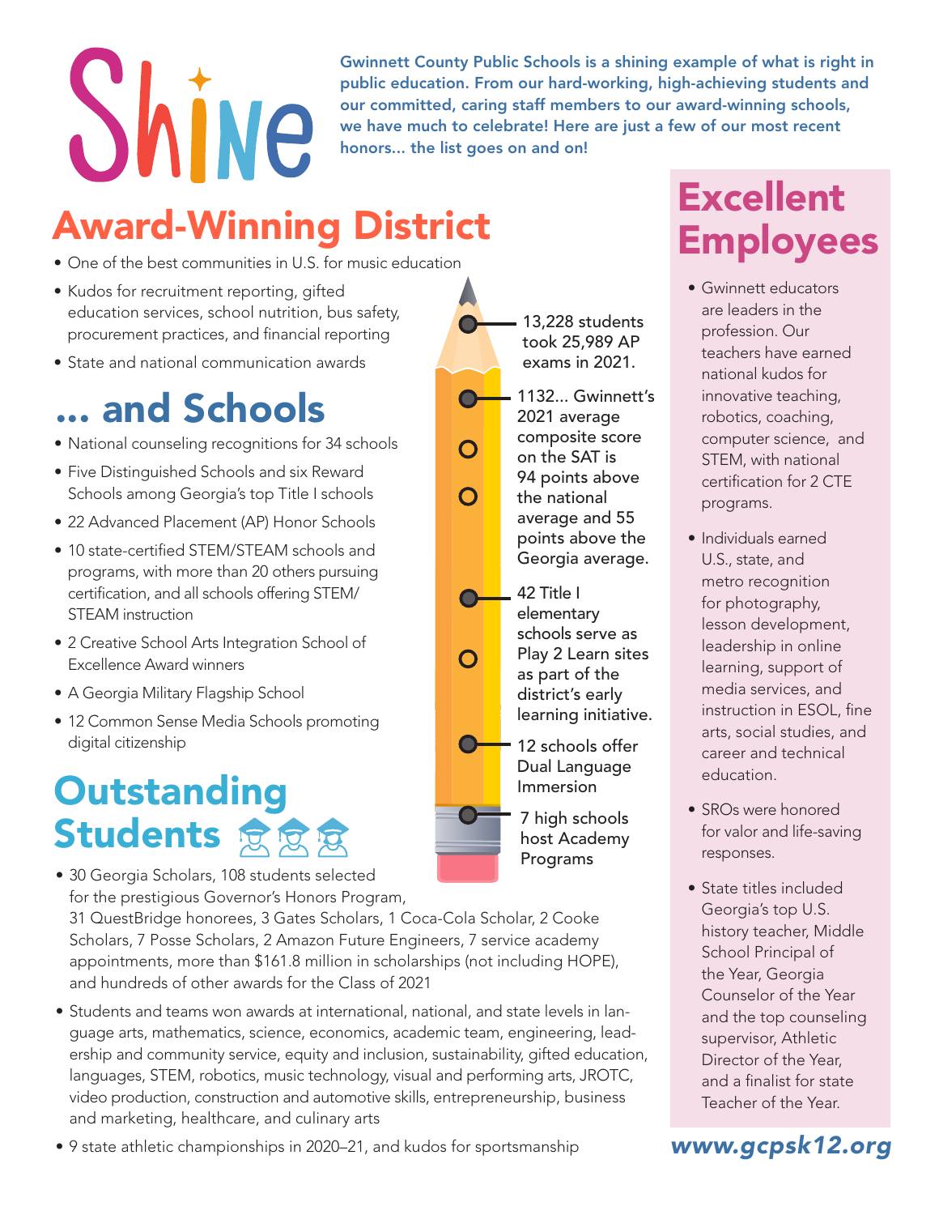# Shine

**Gwinnett County Public Schools is a shining example of what is right in public education. From our hard-working, high-achieving students and our committed, caring staff members to our award-winning schools, we have much to celebrate! Here are just a few of our most recent honors... the list goes on and on!**

## Award-Winning District

- One of the best communities in U.S. for music education
- Kudos for recruitment reporting, gifted education services, school nutrition, bus safety, procurement practices, and financial reporting
- State and national communication awards

## ... and Schools

- National counseling recognitions for 34 schools
- Five Distinguished Schools and six Reward Schools among Georgia's top Title I schools
- 22 Advanced Placement (AP) Honor Schools
- 10 state-certified STEM/STEAM schools and programs, with more than 20 others pursuing certification, and all schools offering STEM/STEAM instruction
- 2 Creative School Arts Integration School of Excellence Award winners
- A Georgia Military Flagship School
- 12 Common Sense Media Schools promoting digital citizenship

13,228 students took 25,989 AP exams in 2021.

1132... Gwinnett's 2021 average composite score on the SAT is 94 points above the national average and 55 points above the Georgia average.

42 Title I elementary schools serve as Play 2 Learn sites as part of the district's early learning initiative.

12 schools offer Dual Language Immersion

7 high schools host Academy Programs

## Outstanding Students

- 30 Georgia Scholars, 108 students selected for the prestigious Governor's Honors Program, 31 QuestBridge honorees, 3 Gates Scholars, 1 Coca-Cola Scholar, 2 Cooke Scholars, 7 Posse Scholars, 2 Amazon Future Engineers, 7 service academy appointments, more than $161.8 million in scholarships (not including HOPE), and hundreds of other awards for the Class of 2021
- Students and teams won awards at international, national, and state levels in language arts, mathematics, science, economics, academic team, engineering, leadership and community service, equity and inclusion, sustainability, gifted education, languages, STEM, robotics, music technology, visual and performing arts, JROTC, video production, construction and automotive skills, entrepreneurship, business and marketing, healthcare, and culinary arts
- 9 state athletic championships in 2020–21, and kudos for sportsmanship

## Excellent Employees

- Gwinnett educators are leaders in the profession. Our teachers have earned national kudos for innovative teaching, robotics, coaching, computer science, and STEM, with national certification for 2 CTE programs.
- Individuals earned U.S., state, and metro recognition for photography, lesson development, leadership in online learning, support of media services, and instruction in ESOL, fine arts, social studies, and career and technical education.
- SROs were honored for valor and life-saving responses.
- State titles included Georgia's top U.S. history teacher, Middle School Principal of the Year, Georgia Counselor of the Year and the top counseling supervisor, Athletic Director of the Year, and a finalist for state Teacher of the Year.

***www.gcpsk12.org***